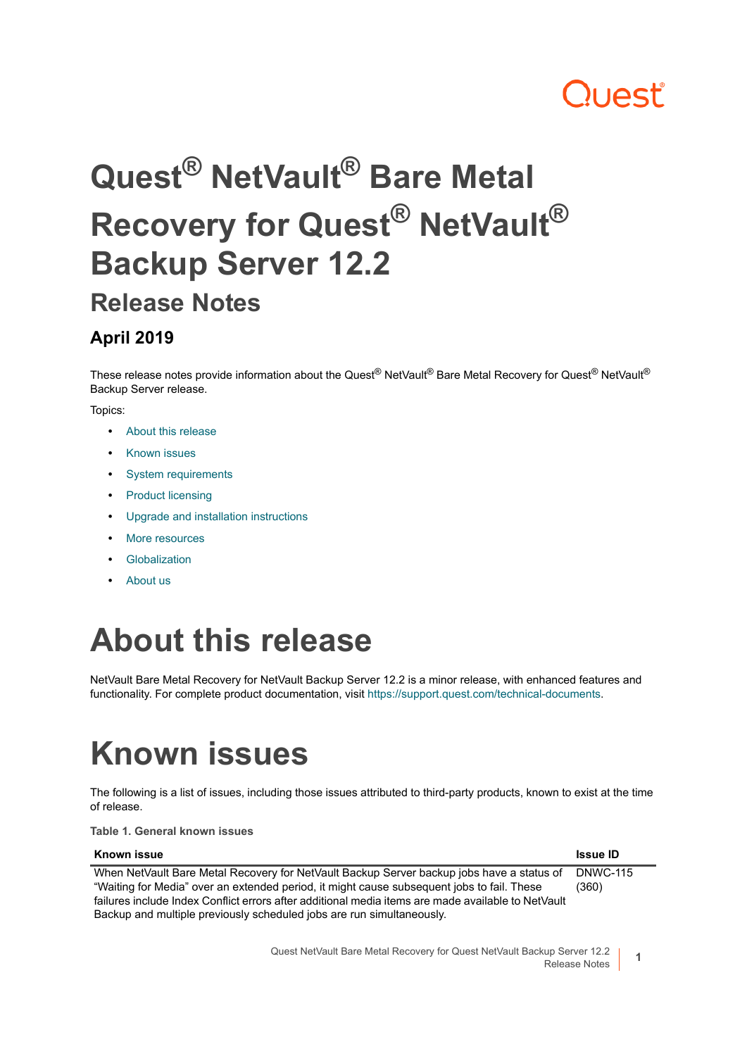# Quest® NetVault® Bare Metal Recovery for Quest® NetVault® Backup Server 12.2

## Release Notes

### April 2019

These release notes provide information about the Quest® NetVault® Bare Metal Recovery for Quest® NetVault® Backup Server release.

Topics:

- About this release
- Known issues
- System requirements
- Product licensing
- Upgrade and installation instructions
- More resources
- Globalization
- About us

# About this release

NetVault Bare Metal Recovery for NetVault Backup Server 12.2 is a minor release, with enhanced features and functionality. For complete product documentation, visit https://support.quest.com/technical-documents.

# Known issues

The following is a list of issues, including those issues attributed to third-party products, known to exist at the time of release.

**Table 1. General known issues**

| Known issue | Issue ID |
|---|---|
| When NetVault Bare Metal Recovery for NetVault Backup Server backup jobs have a status of “Waiting for Media” over an extended period, it might cause subsequent jobs to fail. These failures include Index Conflict errors after additional media items are made available to NetVault Backup and multiple previously scheduled jobs are run simultaneously. | DNWC-115 (360) |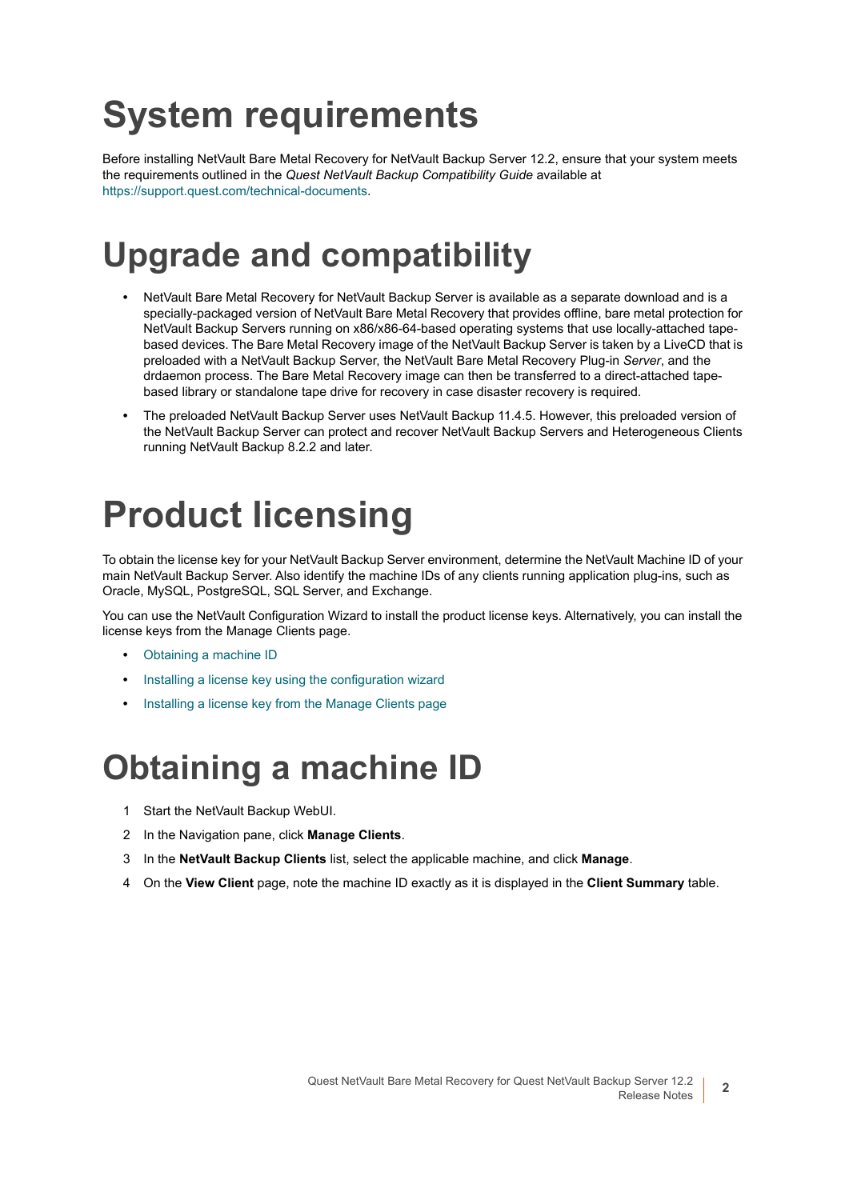# System requirements

Before installing NetVault Bare Metal Recovery for NetVault Backup Server 12.2, ensure that your system meets the requirements outlined in the *Quest NetVault Backup Compatibility Guide* available at https://support.quest.com/technical-documents.

# Upgrade and compatibility

- NetVault Bare Metal Recovery for NetVault Backup Server is available as a separate download and is a specially-packaged version of NetVault Bare Metal Recovery that provides offline, bare metal protection for NetVault Backup Servers running on x86/x86-64-based operating systems that use locally-attached tape-based devices. The Bare Metal Recovery image of the NetVault Backup Server is taken by a LiveCD that is preloaded with a NetVault Backup Server, the NetVault Bare Metal Recovery Plug-in *Server*, and the drdaemon process. The Bare Metal Recovery image can then be transferred to a direct-attached tape-based library or standalone tape drive for recovery in case disaster recovery is required.
- The preloaded NetVault Backup Server uses NetVault Backup 11.4.5. However, this preloaded version of the NetVault Backup Server can protect and recover NetVault Backup Servers and Heterogeneous Clients running NetVault Backup 8.2.2 and later.

# Product licensing

To obtain the license key for your NetVault Backup Server environment, determine the NetVault Machine ID of your main NetVault Backup Server. Also identify the machine IDs of any clients running application plug-ins, such as Oracle, MySQL, PostgreSQL, SQL Server, and Exchange.

You can use the NetVault Configuration Wizard to install the product license keys. Alternatively, you can install the license keys from the Manage Clients page.

- Obtaining a machine ID
- Installing a license key using the configuration wizard
- Installing a license key from the Manage Clients page

# Obtaining a machine ID

1. Start the NetVault Backup WebUI.
2. In the Navigation pane, click **Manage Clients**.
3. In the **NetVault Backup Clients** list, select the applicable machine, and click **Manage**.
4. On the **View Client** page, note the machine ID exactly as it is displayed in the **Client Summary** table.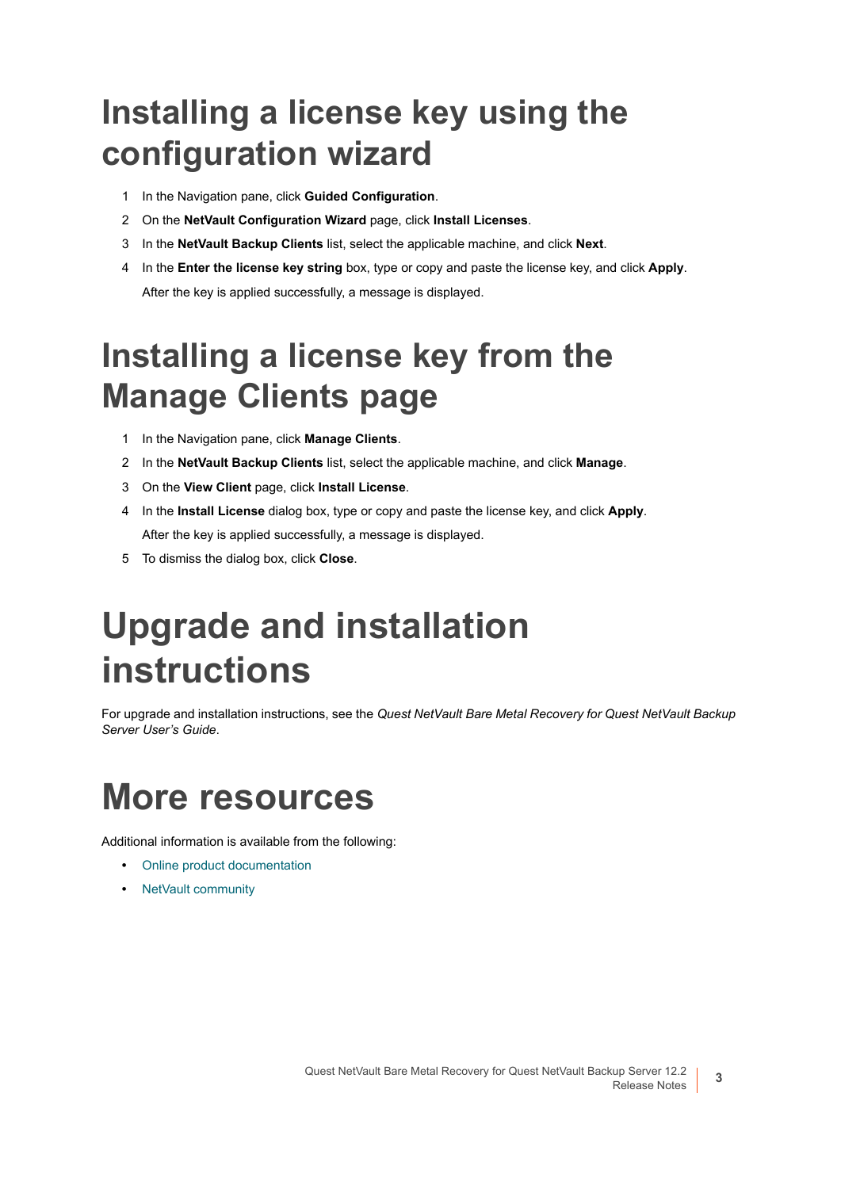# Installing a license key using the configuration wizard

1. In the Navigation pane, click **Guided Configuration**.
2. On the **NetVault Configuration Wizard** page, click **Install Licenses**.
3. In the **NetVault Backup Clients** list, select the applicable machine, and click **Next**.
4. In the **Enter the license key string** box, type or copy and paste the license key, and click **Apply**.

   After the key is applied successfully, a message is displayed.

# Installing a license key from the Manage Clients page

1. In the Navigation pane, click **Manage Clients**.
2. In the **NetVault Backup Clients** list, select the applicable machine, and click **Manage**.
3. On the **View Client** page, click **Install License**.
4. In the **Install License** dialog box, type or copy and paste the license key, and click **Apply**.

   After the key is applied successfully, a message is displayed.
5. To dismiss the dialog box, click **Close**.

# Upgrade and installation instructions

For upgrade and installation instructions, see the *Quest NetVault Bare Metal Recovery for Quest NetVault Backup Server User's Guide*.

# More resources

Additional information is available from the following:

- Online product documentation
- NetVault community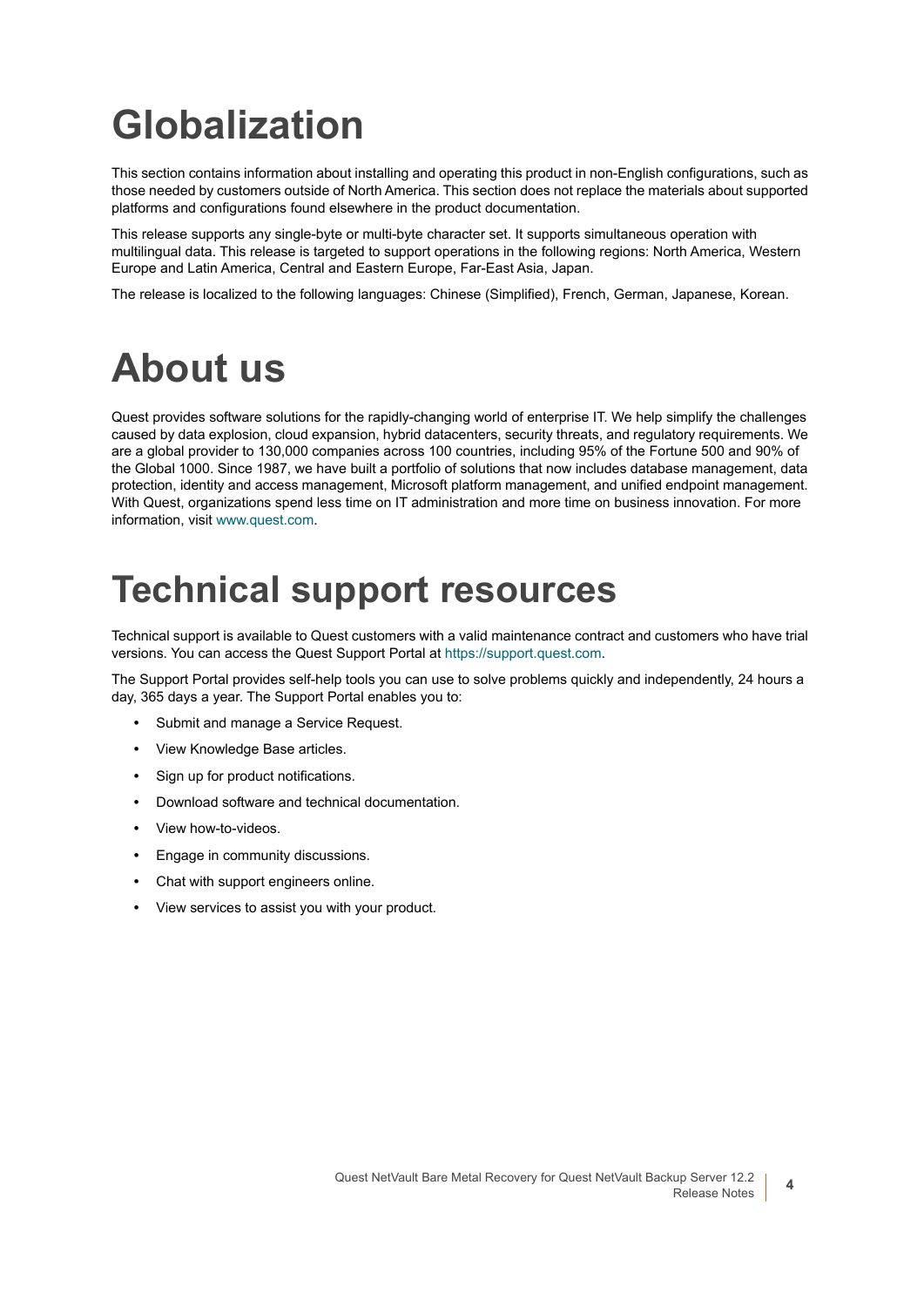# Globalization

This section contains information about installing and operating this product in non-English configurations, such as those needed by customers outside of North America. This section does not replace the materials about supported platforms and configurations found elsewhere in the product documentation.

This release supports any single-byte or multi-byte character set. It supports simultaneous operation with multilingual data. This release is targeted to support operations in the following regions: North America, Western Europe and Latin America, Central and Eastern Europe, Far-East Asia, Japan.

The release is localized to the following languages: Chinese (Simplified), French, German, Japanese, Korean.

# About us

Quest provides software solutions for the rapidly-changing world of enterprise IT. We help simplify the challenges caused by data explosion, cloud expansion, hybrid datacenters, security threats, and regulatory requirements. We are a global provider to 130,000 companies across 100 countries, including 95% of the Fortune 500 and 90% of the Global 1000. Since 1987, we have built a portfolio of solutions that now includes database management, data protection, identity and access management, Microsoft platform management, and unified endpoint management. With Quest, organizations spend less time on IT administration and more time on business innovation. For more information, visit www.quest.com.

# Technical support resources

Technical support is available to Quest customers with a valid maintenance contract and customers who have trial versions. You can access the Quest Support Portal at https://support.quest.com.

The Support Portal provides self-help tools you can use to solve problems quickly and independently, 24 hours a day, 365 days a year. The Support Portal enables you to:

- Submit and manage a Service Request.
- View Knowledge Base articles.
- Sign up for product notifications.
- Download software and technical documentation.
- View how-to-videos.
- Engage in community discussions.
- Chat with support engineers online.
- View services to assist you with your product.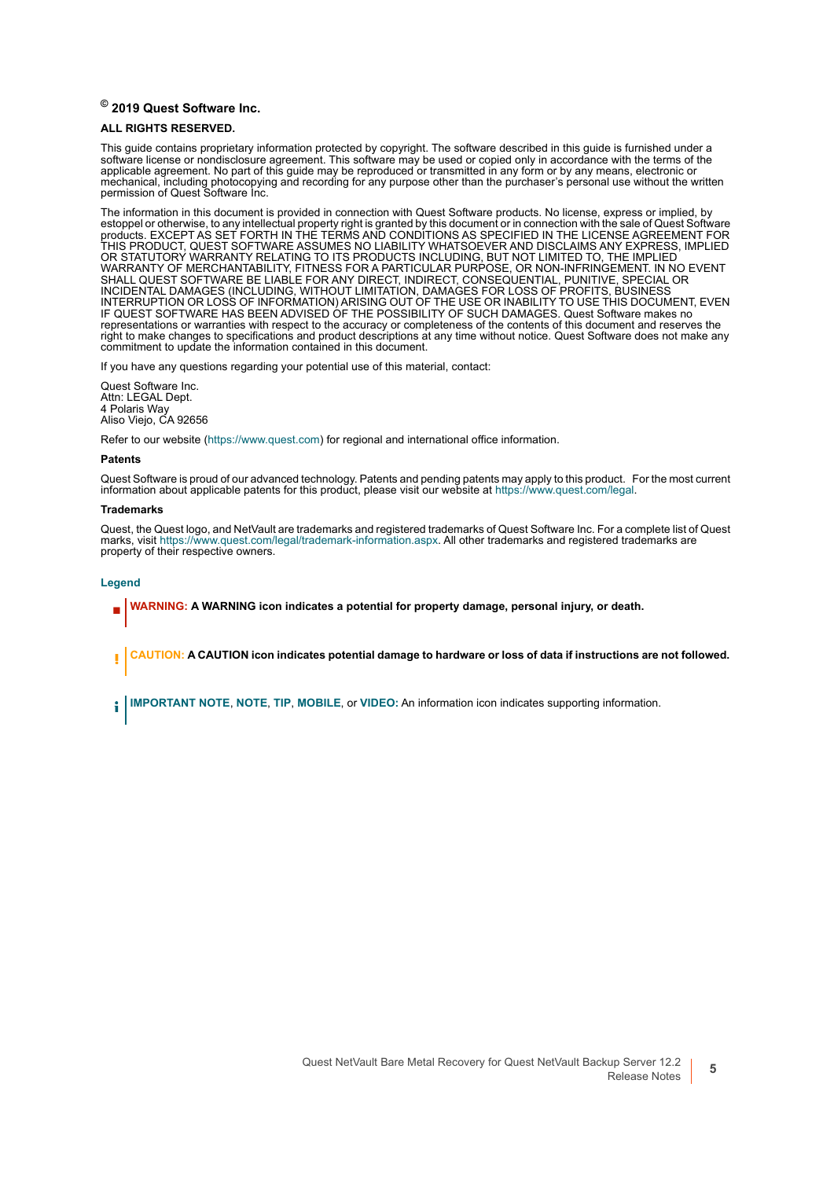**© 2019 Quest Software Inc.**

**ALL RIGHTS RESERVED.**

This guide contains proprietary information protected by copyright. The software described in this guide is furnished under a software license or nondisclosure agreement. This software may be used or copied only in accordance with the terms of the applicable agreement. No part of this guide may be reproduced or transmitted in any form or by any means, electronic or mechanical, including photocopying and recording for any purpose other than the purchaser's personal use without the written permission of Quest Software Inc.

The information in this document is provided in connection with Quest Software products. No license, express or implied, by estoppel or otherwise, to any intellectual property right is granted by this document or in connection with the sale of Quest Software products. EXCEPT AS SET FORTH IN THE TERMS AND CONDITIONS AS SPECIFIED IN THE LICENSE AGREEMENT FOR THIS PRODUCT, QUEST SOFTWARE ASSUMES NO LIABILITY WHATSOEVER AND DISCLAIMS ANY EXPRESS, IMPLIED OR STATUTORY WARRANTY RELATING TO ITS PRODUCTS INCLUDING, BUT NOT LIMITED TO, THE IMPLIED WARRANTY OF MERCHANTABILITY, FITNESS FOR A PARTICULAR PURPOSE, OR NON-INFRINGEMENT. IN NO EVENT SHALL QUEST SOFTWARE BE LIABLE FOR ANY DIRECT, INDIRECT, CONSEQUENTIAL, PUNITIVE, SPECIAL OR INCIDENTAL DAMAGES (INCLUDING, WITHOUT LIMITATION, DAMAGES FOR LOSS OF PROFITS, BUSINESS INTERRUPTION OR LOSS OF INFORMATION) ARISING OUT OF THE USE OR INABILITY TO USE THIS DOCUMENT, EVEN IF QUEST SOFTWARE HAS BEEN ADVISED OF THE POSSIBILITY OF SUCH DAMAGES. Quest Software makes no representations or warranties with respect to the accuracy or completeness of the contents of this document and reserves the right to make changes to specifications and product descriptions at any time without notice. Quest Software does not make any commitment to update the information contained in this document.

If you have any questions regarding your potential use of this material, contact:

Quest Software Inc.
Attn: LEGAL Dept.
4 Polaris Way
Aliso Viejo, CA 92656

Refer to our website (https://www.quest.com) for regional and international office information.

**Patents**

Quest Software is proud of our advanced technology. Patents and pending patents may apply to this product. For the most current information about applicable patents for this product, please visit our website at https://www.quest.com/legal.

**Trademarks**

Quest, the Quest logo, and NetVault are trademarks and registered trademarks of Quest Software Inc. For a complete list of Quest marks, visit https://www.quest.com/legal/trademark-information.aspx. All other trademarks and registered trademarks are property of their respective owners.

**Legend**

- **WARNING: A WARNING icon indicates a potential for property damage, personal injury, or death.**

- **CAUTION: A CAUTION icon indicates potential damage to hardware or loss of data if instructions are not followed.**

- **IMPORTANT NOTE**, **NOTE**, **TIP**, **MOBILE**, or **VIDEO:** An information icon indicates supporting information.